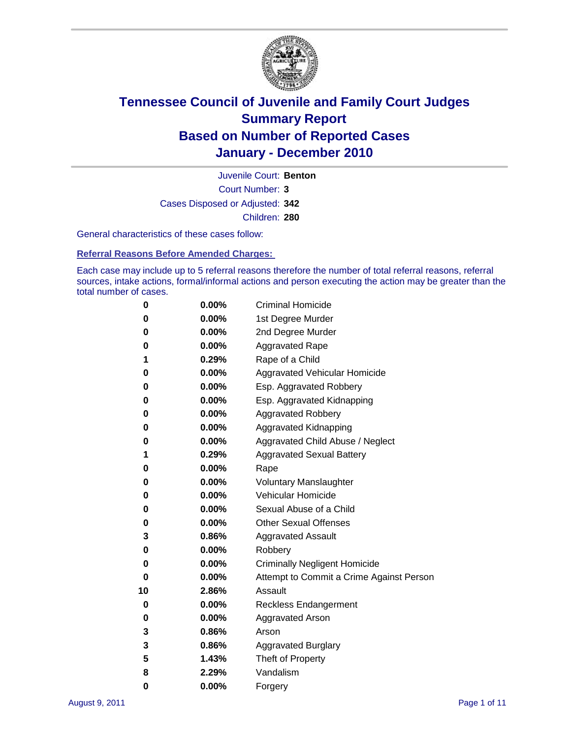# Tennessee Council of Juvenile and Family Court Judges
## Summary Report
## Based on Number of Reported Cases
## January - December 2010

Juvenile Court: **Benton**
Court Number: **3**
Cases Disposed or Adjusted: **342**
Children: **280**

General characteristics of these cases follow:

### Referral Reasons Before Amended Charges:

Each case may include up to 5 referral reasons therefore the number of total referral reasons, referral sources, intake actions, formal/informal actions and person executing the action may be greater than the total number of cases.

| Count | Percent | Referral Reason |
|---|---|---|
| 0 | 0.00% | Criminal Homicide |
| 0 | 0.00% | 1st Degree Murder |
| 0 | 0.00% | 2nd Degree Murder |
| 0 | 0.00% | Aggravated Rape |
| 1 | 0.29% | Rape of a Child |
| 0 | 0.00% | Aggravated Vehicular Homicide |
| 0 | 0.00% | Esp. Aggravated Robbery |
| 0 | 0.00% | Esp. Aggravated Kidnapping |
| 0 | 0.00% | Aggravated Robbery |
| 0 | 0.00% | Aggravated Kidnapping |
| 0 | 0.00% | Aggravated Child Abuse / Neglect |
| 1 | 0.29% | Aggravated Sexual Battery |
| 0 | 0.00% | Rape |
| 0 | 0.00% | Voluntary Manslaughter |
| 0 | 0.00% | Vehicular Homicide |
| 0 | 0.00% | Sexual Abuse of a Child |
| 0 | 0.00% | Other Sexual Offenses |
| 3 | 0.86% | Aggravated Assault |
| 0 | 0.00% | Robbery |
| 0 | 0.00% | Criminally Negligent Homicide |
| 0 | 0.00% | Attempt to Commit a Crime Against Person |
| 10 | 2.86% | Assault |
| 0 | 0.00% | Reckless Endangerment |
| 0 | 0.00% | Aggravated Arson |
| 3 | 0.86% | Arson |
| 3 | 0.86% | Aggravated Burglary |
| 5 | 1.43% | Theft of Property |
| 8 | 2.29% | Vandalism |
| 0 | 0.00% | Forgery |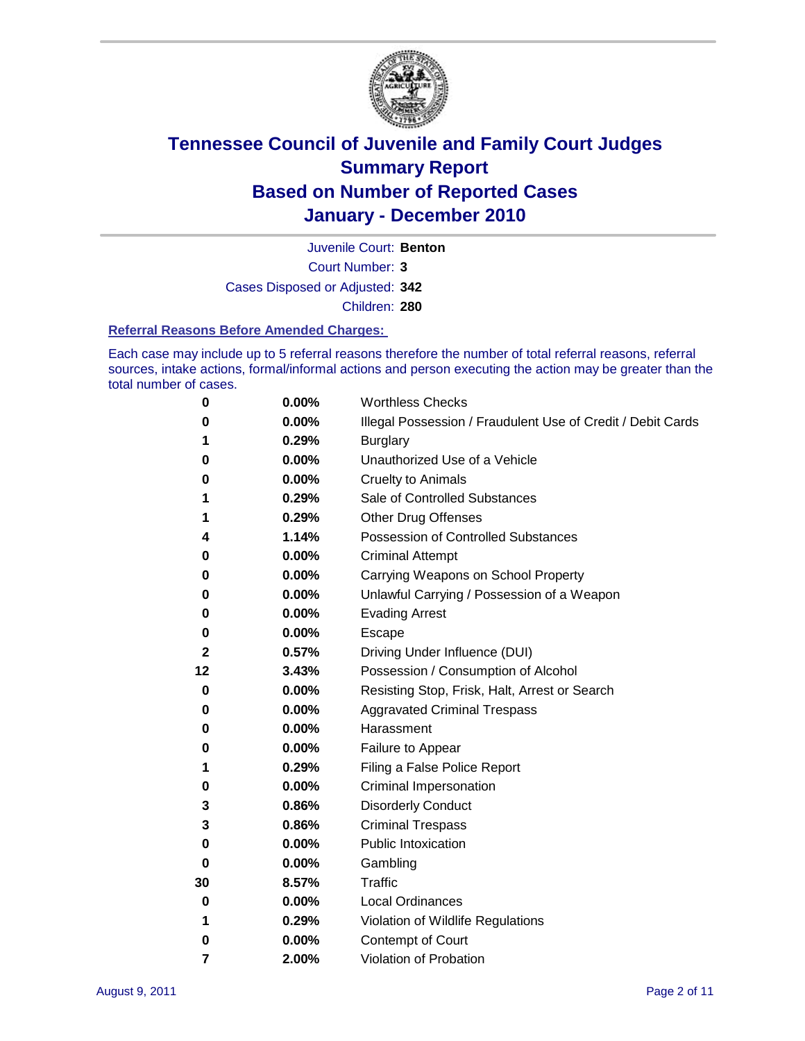# Tennessee Council of Juvenile and Family Court Judges
## Summary Report
## Based on Number of Reported Cases
## January - December 2010

Juvenile Court: **Benton**
Court Number: **3**
Cases Disposed or Adjusted: **342**
Children: **280**

### Referral Reasons Before Amended Charges:

Each case may include up to 5 referral reasons therefore the number of total referral reasons, referral sources, intake actions, formal/informal actions and person executing the action may be greater than the total number of cases.

| Count | Percent | Referral Reason |
|---|---|---|
| 0 | 0.00% | Worthless Checks |
| 0 | 0.00% | Illegal Possession / Fraudulent Use of Credit / Debit Cards |
| 1 | 0.29% | Burglary |
| 0 | 0.00% | Unauthorized Use of a Vehicle |
| 0 | 0.00% | Cruelty to Animals |
| 1 | 0.29% | Sale of Controlled Substances |
| 1 | 0.29% | Other Drug Offenses |
| 4 | 1.14% | Possession of Controlled Substances |
| 0 | 0.00% | Criminal Attempt |
| 0 | 0.00% | Carrying Weapons on School Property |
| 0 | 0.00% | Unlawful Carrying / Possession of a Weapon |
| 0 | 0.00% | Evading Arrest |
| 0 | 0.00% | Escape |
| 2 | 0.57% | Driving Under Influence (DUI) |
| 12 | 3.43% | Possession / Consumption of Alcohol |
| 0 | 0.00% | Resisting Stop, Frisk, Halt, Arrest or Search |
| 0 | 0.00% | Aggravated Criminal Trespass |
| 0 | 0.00% | Harassment |
| 0 | 0.00% | Failure to Appear |
| 1 | 0.29% | Filing a False Police Report |
| 0 | 0.00% | Criminal Impersonation |
| 3 | 0.86% | Disorderly Conduct |
| 3 | 0.86% | Criminal Trespass |
| 0 | 0.00% | Public Intoxication |
| 0 | 0.00% | Gambling |
| 30 | 8.57% | Traffic |
| 0 | 0.00% | Local Ordinances |
| 1 | 0.29% | Violation of Wildlife Regulations |
| 0 | 0.00% | Contempt of Court |
| 7 | 2.00% | Violation of Probation |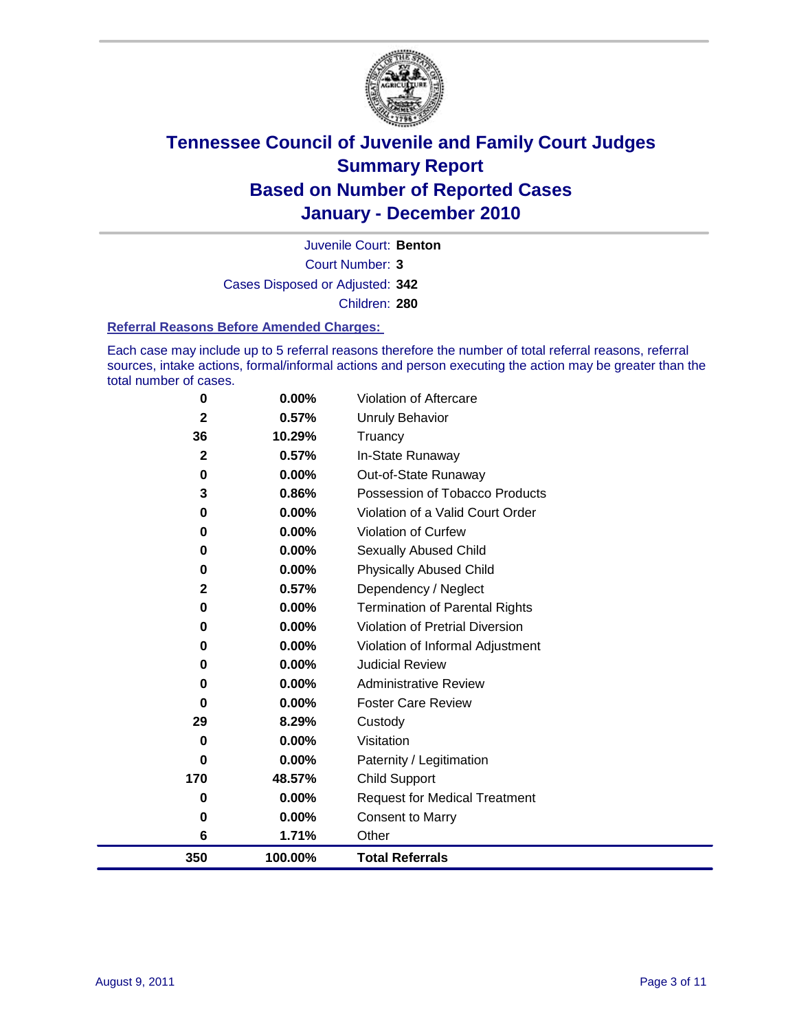# Tennessee Council of Juvenile and Family Court Judges
## Summary Report
## Based on Number of Reported Cases
## January - December 2010

Juvenile Court: **Benton**

Court Number: **3**

Cases Disposed or Adjusted: **342**

Children: **280**

### Referral Reasons Before Amended Charges:

Each case may include up to 5 referral reasons therefore the number of total referral reasons, referral sources, intake actions, formal/informal actions and person executing the action may be greater than the total number of cases.

| Count | Percent | Referral Reason |
|---|---|---|
| 0 | 0.00% | Violation of Aftercare |
| 2 | 0.57% | Unruly Behavior |
| 36 | 10.29% | Truancy |
| 2 | 0.57% | In-State Runaway |
| 0 | 0.00% | Out-of-State Runaway |
| 3 | 0.86% | Possession of Tobacco Products |
| 0 | 0.00% | Violation of a Valid Court Order |
| 0 | 0.00% | Violation of Curfew |
| 0 | 0.00% | Sexually Abused Child |
| 0 | 0.00% | Physically Abused Child |
| 2 | 0.57% | Dependency / Neglect |
| 0 | 0.00% | Termination of Parental Rights |
| 0 | 0.00% | Violation of Pretrial Diversion |
| 0 | 0.00% | Violation of Informal Adjustment |
| 0 | 0.00% | Judicial Review |
| 0 | 0.00% | Administrative Review |
| 0 | 0.00% | Foster Care Review |
| 29 | 8.29% | Custody |
| 0 | 0.00% | Visitation |
| 0 | 0.00% | Paternity / Legitimation |
| 170 | 48.57% | Child Support |
| 0 | 0.00% | Request for Medical Treatment |
| 0 | 0.00% | Consent to Marry |
| 6 | 1.71% | Other |
| **350** | **100.00%** | **Total Referrals** |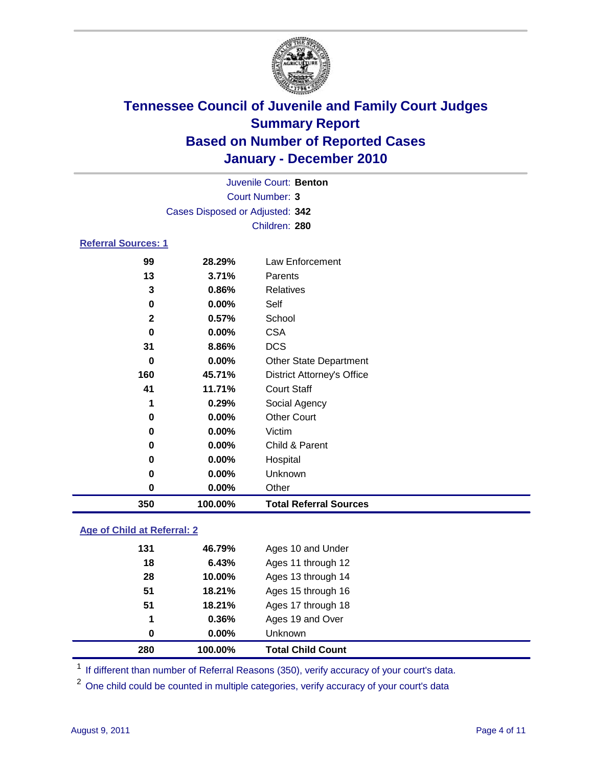# Tennessee Council of Juvenile and Family Court Judges
## Summary Report
## Based on Number of Reported Cases
## January - December 2010

Juvenile Court: **Benton**

Court Number: **3**

Cases Disposed or Adjusted: **342**

Children: **280**

### Referral Sources: 1

| | | |
|---|---|---|
| 99 | 28.29% | Law Enforcement |
| 13 | 3.71% | Parents |
| 3 | 0.86% | Relatives |
| 0 | 0.00% | Self |
| 2 | 0.57% | School |
| 0 | 0.00% | CSA |
| 31 | 8.86% | DCS |
| 0 | 0.00% | Other State Department |
| 160 | 45.71% | District Attorney's Office |
| 41 | 11.71% | Court Staff |
| 1 | 0.29% | Social Agency |
| 0 | 0.00% | Other Court |
| 0 | 0.00% | Victim |
| 0 | 0.00% | Child & Parent |
| 0 | 0.00% | Hospital |
| 0 | 0.00% | Unknown |
| 0 | 0.00% | Other |
| **350** | **100.00%** | **Total Referral Sources** |

### Age of Child at Referral: 2

| | | |
|---|---|---|
| 131 | 46.79% | Ages 10 and Under |
| 18 | 6.43% | Ages 11 through 12 |
| 28 | 10.00% | Ages 13 through 14 |
| 51 | 18.21% | Ages 15 through 16 |
| 51 | 18.21% | Ages 17 through 18 |
| 1 | 0.36% | Ages 19 and Over |
| 0 | 0.00% | Unknown |
| **280** | **100.00%** | **Total Child Count** |

[1] If different than number of Referral Reasons (350), verify accuracy of your court's data.

[2] One child could be counted in multiple categories, verify accuracy of your court's data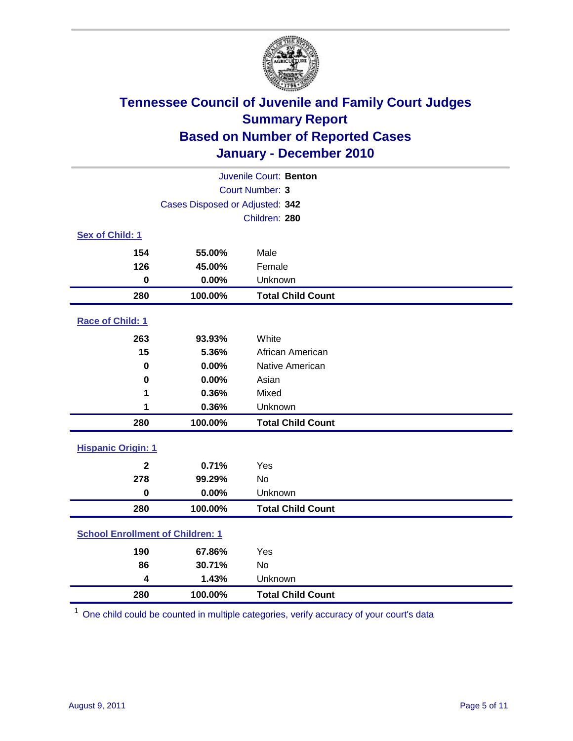# Tennessee Council of Juvenile and Family Court Judges
## Summary Report
## Based on Number of Reported Cases
## January - December 2010

Juvenile Court: **Benton**
Court Number: **3**
Cases Disposed or Adjusted: **342**
Children: **280**

### Sex of Child: 1

| Count | Percent | Category |
|---|---|---|
| 154 | 55.00% | Male |
| 126 | 45.00% | Female |
| 0 | 0.00% | Unknown |
| **280** | **100.00%** | **Total Child Count** |

### Race of Child: 1

| Count | Percent | Category |
|---|---|---|
| 263 | 93.93% | White |
| 15 | 5.36% | African American |
| 0 | 0.00% | Native American |
| 0 | 0.00% | Asian |
| 1 | 0.36% | Mixed |
| 1 | 0.36% | Unknown |
| **280** | **100.00%** | **Total Child Count** |

### Hispanic Origin: 1

| Count | Percent | Category |
|---|---|---|
| 2 | 0.71% | Yes |
| 278 | 99.29% | No |
| 0 | 0.00% | Unknown |
| **280** | **100.00%** | **Total Child Count** |

### School Enrollment of Children: 1

| Count | Percent | Category |
|---|---|---|
| 190 | 67.86% | Yes |
| 86 | 30.71% | No |
| 4 | 1.43% | Unknown |
| **280** | **100.00%** | **Total Child Count** |

[1] One child could be counted in multiple categories, verify accuracy of your court's data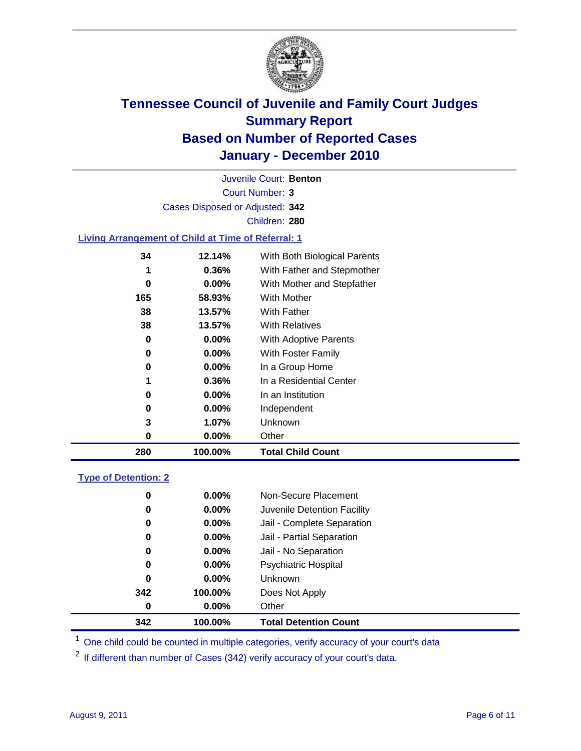# Tennessee Council of Juvenile and Family Court Judges
## Summary Report
## Based on Number of Reported Cases
## January - December 2010

Juvenile Court: **Benton**

Court Number: **3**

Cases Disposed or Adjusted: **342**

Children: **280**

### Living Arrangement of Child at Time of Referral: 1

| Count | Percent | Category |
|---|---|---|
| 34 | 12.14% | With Both Biological Parents |
| 1 | 0.36% | With Father and Stepmother |
| 0 | 0.00% | With Mother and Stepfather |
| 165 | 58.93% | With Mother |
| 38 | 13.57% | With Father |
| 38 | 13.57% | With Relatives |
| 0 | 0.00% | With Adoptive Parents |
| 0 | 0.00% | With Foster Family |
| 0 | 0.00% | In a Group Home |
| 1 | 0.36% | In a Residential Center |
| 0 | 0.00% | In an Institution |
| 0 | 0.00% | Independent |
| 3 | 1.07% | Unknown |
| 0 | 0.00% | Other |
| **280** | **100.00%** | **Total Child Count** |

### Type of Detention: 2

| Count | Percent | Category |
|---|---|---|
| 0 | 0.00% | Non-Secure Placement |
| 0 | 0.00% | Juvenile Detention Facility |
| 0 | 0.00% | Jail - Complete Separation |
| 0 | 0.00% | Jail - Partial Separation |
| 0 | 0.00% | Jail - No Separation |
| 0 | 0.00% | Psychiatric Hospital |
| 0 | 0.00% | Unknown |
| 342 | 100.00% | Does Not Apply |
| 0 | 0.00% | Other |
| **342** | **100.00%** | **Total Detention Count** |

[1] One child could be counted in multiple categories, verify accuracy of your court's data

[2] If different than number of Cases (342) verify accuracy of your court's data.

August 9, 2011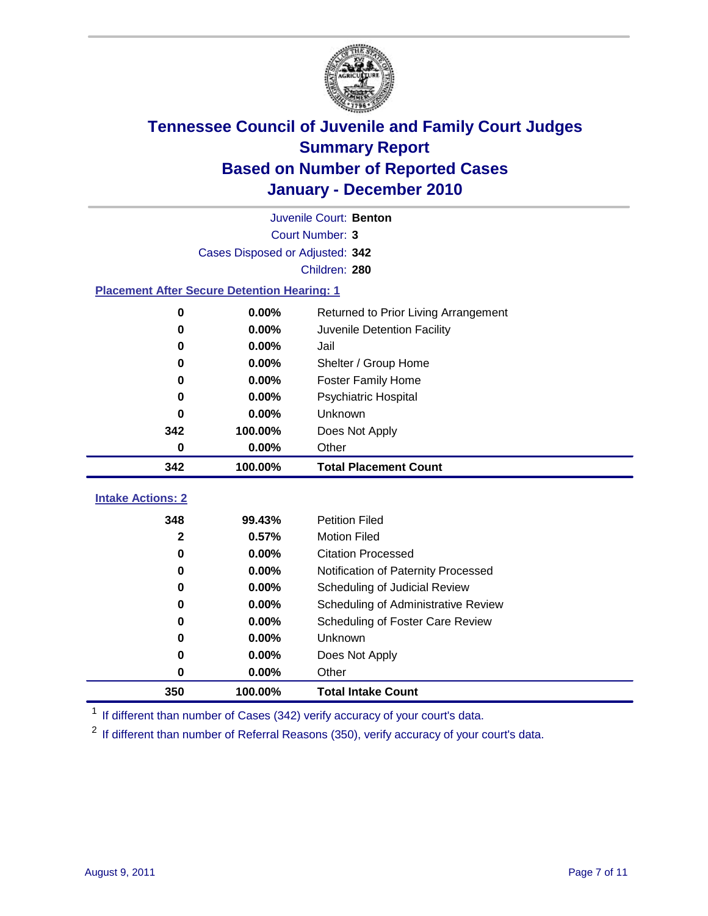# Tennessee Council of Juvenile and Family Court Judges
## Summary Report
## Based on Number of Reported Cases
## January - December 2010

Juvenile Court: **Benton**

Court Number: **3**

Cases Disposed or Adjusted: **342**

Children: **280**

### Placement After Secure Detention Hearing: 1

| Count | Percent | Placement |
|---|---|---|
| 0 | 0.00% | Returned to Prior Living Arrangement |
| 0 | 0.00% | Juvenile Detention Facility |
| 0 | 0.00% | Jail |
| 0 | 0.00% | Shelter / Group Home |
| 0 | 0.00% | Foster Family Home |
| 0 | 0.00% | Psychiatric Hospital |
| 0 | 0.00% | Unknown |
| 342 | 100.00% | Does Not Apply |
| 0 | 0.00% | Other |
| **342** | **100.00%** | **Total Placement Count** |

### Intake Actions: 2

| Count | Percent | Intake Action |
|---|---|---|
| 348 | 99.43% | Petition Filed |
| 2 | 0.57% | Motion Filed |
| 0 | 0.00% | Citation Processed |
| 0 | 0.00% | Notification of Paternity Processed |
| 0 | 0.00% | Scheduling of Judicial Review |
| 0 | 0.00% | Scheduling of Administrative Review |
| 0 | 0.00% | Scheduling of Foster Care Review |
| 0 | 0.00% | Unknown |
| 0 | 0.00% | Does Not Apply |
| 0 | 0.00% | Other |
| **350** | **100.00%** | **Total Intake Count** |

[1] If different than number of Cases (342) verify accuracy of your court's data.

[2] If different than number of Referral Reasons (350), verify accuracy of your court's data.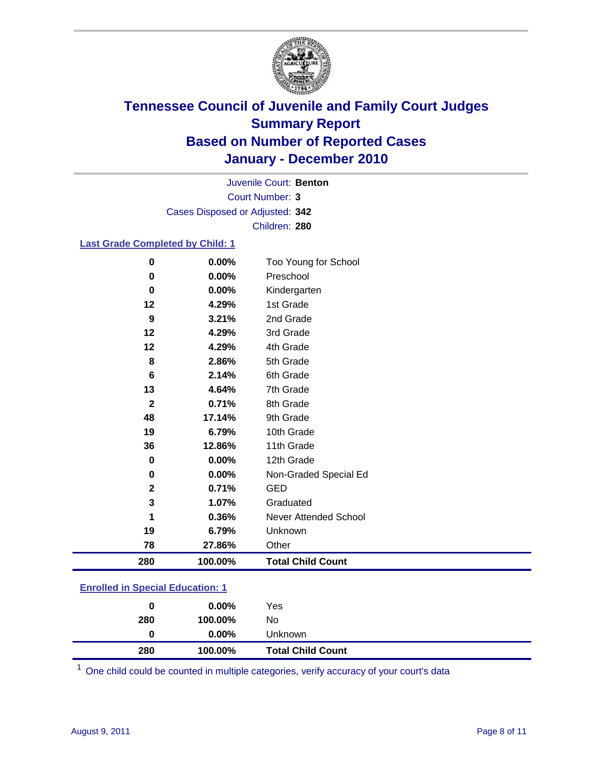# Tennessee Council of Juvenile and Family Court Judges
## Summary Report
## Based on Number of Reported Cases
## January - December 2010

Juvenile Court: **Benton**

Court Number: **3**

Cases Disposed or Adjusted: **342**

Children: **280**

### Last Grade Completed by Child: 1

| Count | Percent | Category |
|---|---|---|
| 0 | 0.00% | Too Young for School |
| 0 | 0.00% | Preschool |
| 0 | 0.00% | Kindergarten |
| 12 | 4.29% | 1st Grade |
| 9 | 3.21% | 2nd Grade |
| 12 | 4.29% | 3rd Grade |
| 12 | 4.29% | 4th Grade |
| 8 | 2.86% | 5th Grade |
| 6 | 2.14% | 6th Grade |
| 13 | 4.64% | 7th Grade |
| 2 | 0.71% | 8th Grade |
| 48 | 17.14% | 9th Grade |
| 19 | 6.79% | 10th Grade |
| 36 | 12.86% | 11th Grade |
| 0 | 0.00% | 12th Grade |
| 0 | 0.00% | Non-Graded Special Ed |
| 2 | 0.71% | GED |
| 3 | 1.07% | Graduated |
| 1 | 0.36% | Never Attended School |
| 19 | 6.79% | Unknown |
| 78 | 27.86% | Other |
| **280** | **100.00%** | **Total Child Count** |

### Enrolled in Special Education: 1

| Count | Percent | Category |
|---|---|---|
| 0 | 0.00% | Yes |
| 280 | 100.00% | No |
| 0 | 0.00% | Unknown |
| **280** | **100.00%** | **Total Child Count** |

[1] One child could be counted in multiple categories, verify accuracy of your court's data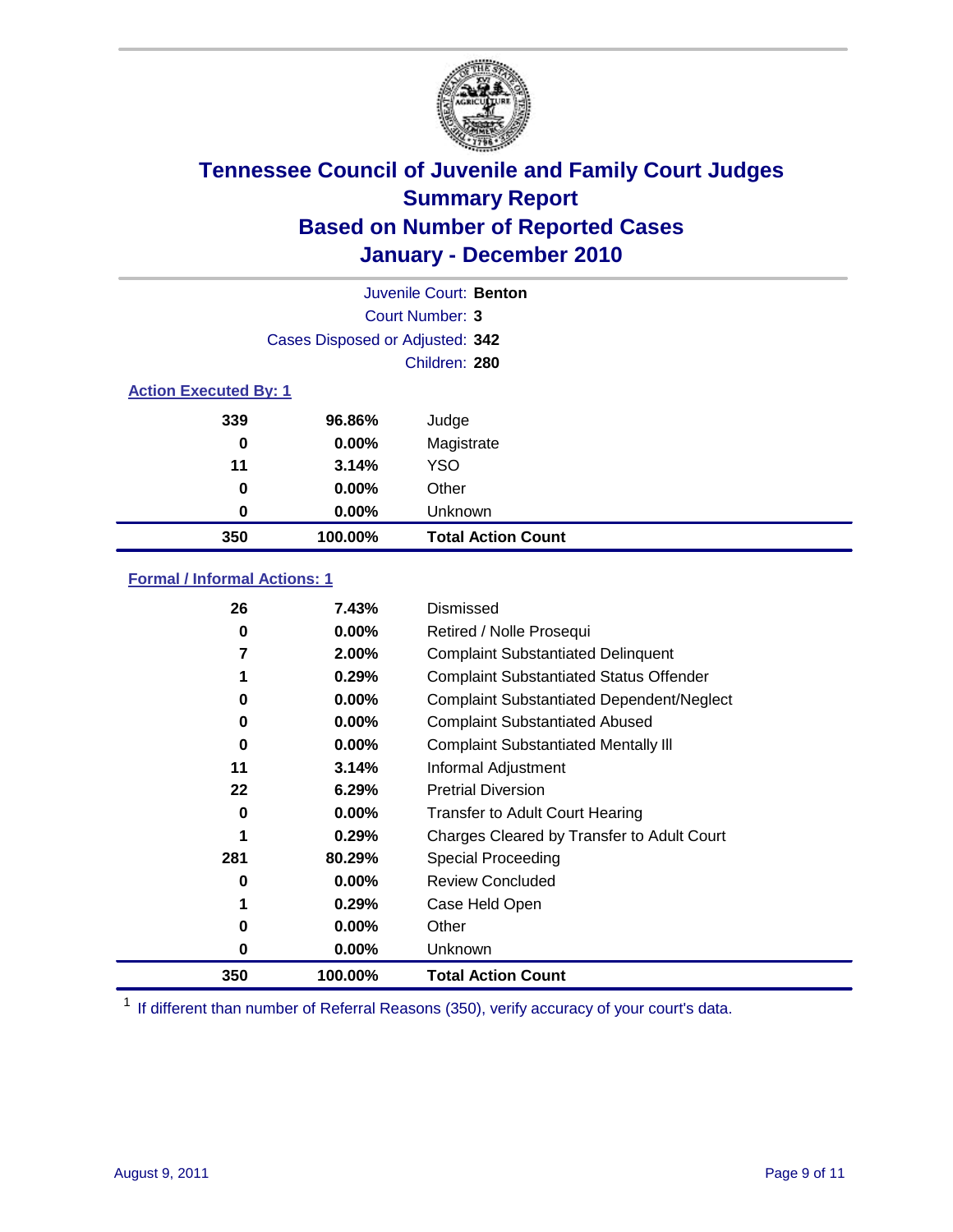# Tennessee Council of Juvenile and Family Court Judges
## Summary Report
## Based on Number of Reported Cases
## January - December 2010

Juvenile Court: **Benton**
Court Number: **3**
Cases Disposed or Adjusted: **342**
Children: **280**

### Action Executed By: 1

| Count | Percent | Action |
|---|---|---|
| 339 | 96.86% | Judge |
| 0 | 0.00% | Magistrate |
| 11 | 3.14% | YSO |
| 0 | 0.00% | Other |
| 0 | 0.00% | Unknown |
| **350** | **100.00%** | **Total Action Count** |

### Formal / Informal Actions: 1

| Count | Percent | Action |
|---|---|---|
| 26 | 7.43% | Dismissed |
| 0 | 0.00% | Retired / Nolle Prosequi |
| 7 | 2.00% | Complaint Substantiated Delinquent |
| 1 | 0.29% | Complaint Substantiated Status Offender |
| 0 | 0.00% | Complaint Substantiated Dependent/Neglect |
| 0 | 0.00% | Complaint Substantiated Abused |
| 0 | 0.00% | Complaint Substantiated Mentally Ill |
| 11 | 3.14% | Informal Adjustment |
| 22 | 6.29% | Pretrial Diversion |
| 0 | 0.00% | Transfer to Adult Court Hearing |
| 1 | 0.29% | Charges Cleared by Transfer to Adult Court |
| 281 | 80.29% | Special Proceeding |
| 0 | 0.00% | Review Concluded |
| 1 | 0.29% | Case Held Open |
| 0 | 0.00% | Other |
| 0 | 0.00% | Unknown |
| **350** | **100.00%** | **Total Action Count** |

[1] If different than number of Referral Reasons (350), verify accuracy of your court's data.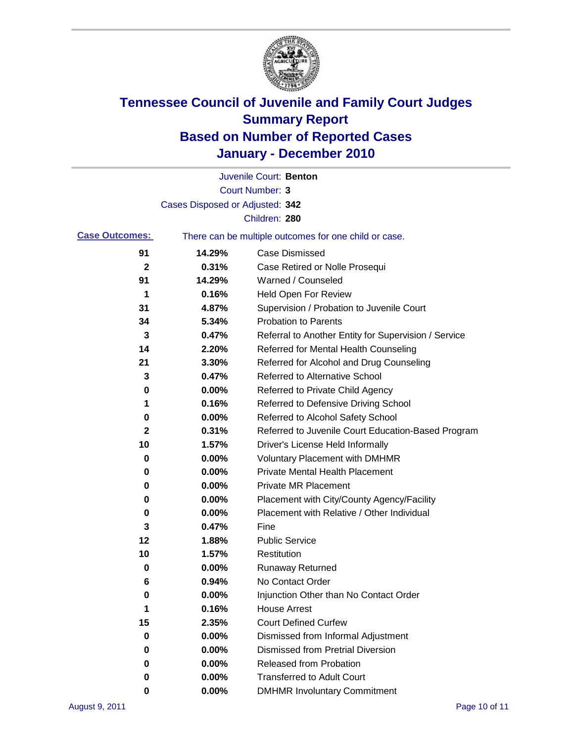# Tennessee Council of Juvenile and Family Court Judges
## Summary Report
## Based on Number of Reported Cases
## January - December 2010

Juvenile Court: **Benton**

Court Number: **3**

Cases Disposed or Adjusted: **342**

Children: **280**

**Case Outcomes:** There can be multiple outcomes for one child or case.

| Count | Percent | Outcome |
|---|---|---|
| 91 | 14.29% | Case Dismissed |
| 2 | 0.31% | Case Retired or Nolle Prosequi |
| 91 | 14.29% | Warned / Counseled |
| 1 | 0.16% | Held Open For Review |
| 31 | 4.87% | Supervision / Probation to Juvenile Court |
| 34 | 5.34% | Probation to Parents |
| 3 | 0.47% | Referral to Another Entity for Supervision / Service |
| 14 | 2.20% | Referred for Mental Health Counseling |
| 21 | 3.30% | Referred for Alcohol and Drug Counseling |
| 3 | 0.47% | Referred to Alternative School |
| 0 | 0.00% | Referred to Private Child Agency |
| 1 | 0.16% | Referred to Defensive Driving School |
| 0 | 0.00% | Referred to Alcohol Safety School |
| 2 | 0.31% | Referred to Juvenile Court Education-Based Program |
| 10 | 1.57% | Driver's License Held Informally |
| 0 | 0.00% | Voluntary Placement with DMHMR |
| 0 | 0.00% | Private Mental Health Placement |
| 0 | 0.00% | Private MR Placement |
| 0 | 0.00% | Placement with City/County Agency/Facility |
| 0 | 0.00% | Placement with Relative / Other Individual |
| 3 | 0.47% | Fine |
| 12 | 1.88% | Public Service |
| 10 | 1.57% | Restitution |
| 0 | 0.00% | Runaway Returned |
| 6 | 0.94% | No Contact Order |
| 0 | 0.00% | Injunction Other than No Contact Order |
| 1 | 0.16% | House Arrest |
| 15 | 2.35% | Court Defined Curfew |
| 0 | 0.00% | Dismissed from Informal Adjustment |
| 0 | 0.00% | Dismissed from Pretrial Diversion |
| 0 | 0.00% | Released from Probation |
| 0 | 0.00% | Transferred to Adult Court |
| 0 | 0.00% | DMHMR Involuntary Commitment |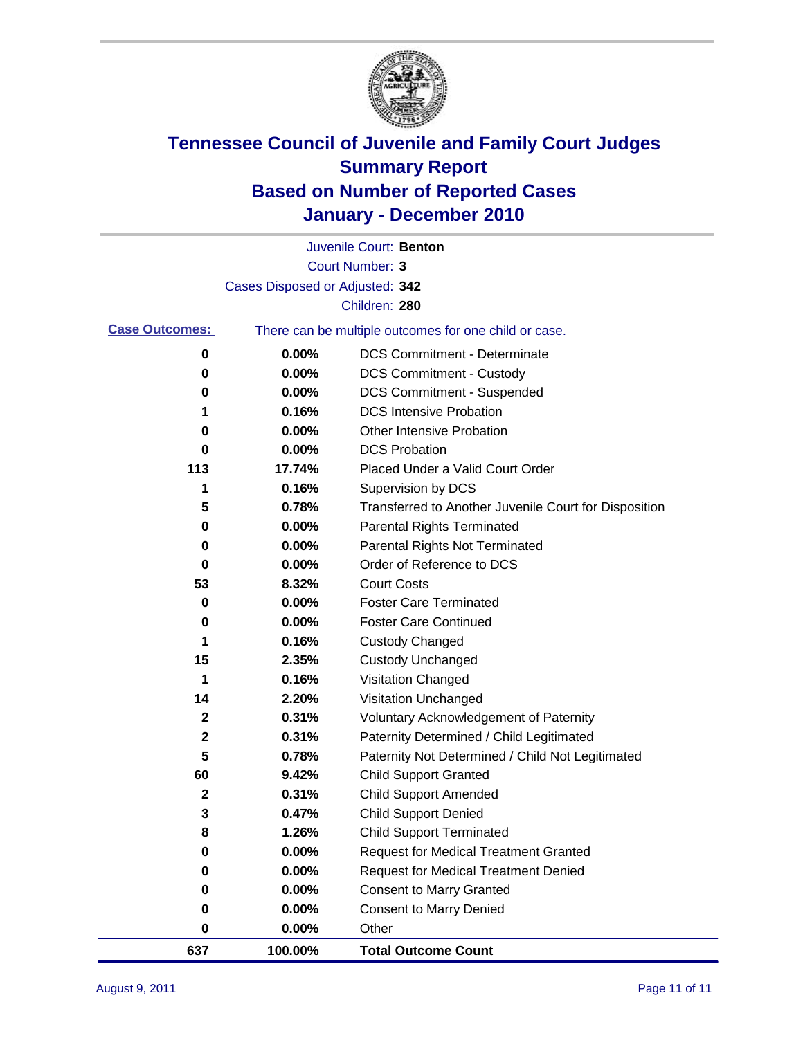# Tennessee Council of Juvenile and Family Court Judges
## Summary Report
## Based on Number of Reported Cases
## January - December 2010

Juvenile Court: **Benton**

Court Number: **3**

Cases Disposed or Adjusted: **342**

Children: **280**

**Case Outcomes:** There can be multiple outcomes for one child or case.

| | | |
|---|---|---|
| 0 | 0.00% | DCS Commitment - Determinate |
| 0 | 0.00% | DCS Commitment - Custody |
| 0 | 0.00% | DCS Commitment - Suspended |
| 1 | 0.16% | DCS Intensive Probation |
| 0 | 0.00% | Other Intensive Probation |
| 0 | 0.00% | DCS Probation |
| 113 | 17.74% | Placed Under a Valid Court Order |
| 1 | 0.16% | Supervision by DCS |
| 5 | 0.78% | Transferred to Another Juvenile Court for Disposition |
| 0 | 0.00% | Parental Rights Terminated |
| 0 | 0.00% | Parental Rights Not Terminated |
| 0 | 0.00% | Order of Reference to DCS |
| 53 | 8.32% | Court Costs |
| 0 | 0.00% | Foster Care Terminated |
| 0 | 0.00% | Foster Care Continued |
| 1 | 0.16% | Custody Changed |
| 15 | 2.35% | Custody Unchanged |
| 1 | 0.16% | Visitation Changed |
| 14 | 2.20% | Visitation Unchanged |
| 2 | 0.31% | Voluntary Acknowledgement of Paternity |
| 2 | 0.31% | Paternity Determined / Child Legitimated |
| 5 | 0.78% | Paternity Not Determined / Child Not Legitimated |
| 60 | 9.42% | Child Support Granted |
| 2 | 0.31% | Child Support Amended |
| 3 | 0.47% | Child Support Denied |
| 8 | 1.26% | Child Support Terminated |
| 0 | 0.00% | Request for Medical Treatment Granted |
| 0 | 0.00% | Request for Medical Treatment Denied |
| 0 | 0.00% | Consent to Marry Granted |
| 0 | 0.00% | Consent to Marry Denied |
| 0 | 0.00% | Other |
| **637** | **100.00%** | **Total Outcome Count** |

August 9, 2011